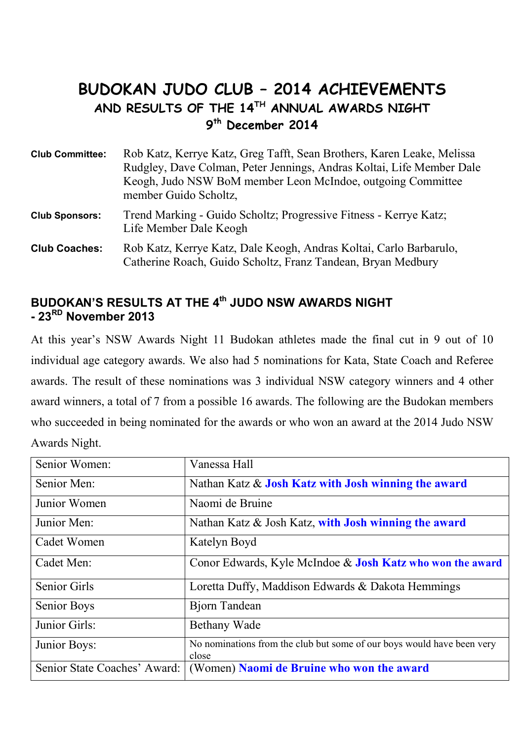# BUDOKAN JUDO CLUB – 2014 ACHIEVEMENTS

## AND RESULTS OF THE 14TH ANNUAL AWARDS NIGHT

## 9th December 2014

**Club Committee:** Rob Katz, Kerrye Katz, Greg Tafft, Sean Brothers, Karen Leake, Melissa Rudgley, Dave Colman, Peter Jennings, Andras Koltai, Life Member Dale Keogh, Judo NSW BoM member Leon McIndoe, outgoing Committee member Guido Scholtz,

**Club Sponsors:** Trend Marking - Guido Scholtz; Progressive Fitness - Kerrye Katz; Life Member Dale Keogh

**Club Coaches:** Rob Katz, Kerrye Katz, Dale Keogh, Andras Koltai, Carlo Barbarulo, Catherine Roach, Guido Scholtz, Franz Tandean, Bryan Medbury

### BUDOKAN'S RESULTS AT THE 4th JUDO NSW AWARDS NIGHT - 23RD November 2013

At this year's NSW Awards Night 11 Budokan athletes made the final cut in 9 out of 10 individual age category awards. We also had 5 nominations for Kata, State Coach and Referee awards. The result of these nominations was 3 individual NSW category winners and 4 other award winners, a total of 7 from a possible 16 awards. The following are the Budokan members who succeeded in being nominated for the awards or who won an award at the 2014 Judo NSW Awards Night.

| Senior Women: | Vanessa Hall |
|---|---|
| Senior Men: | Nathan Katz & **Josh Katz with Josh winning the award** |
| Junior Women | Naomi de Bruine |
| Junior Men: | Nathan Katz & Josh Katz, **with Josh winning the award** |
| Cadet Women | Katelyn Boyd |
| Cadet Men: | Conor Edwards, Kyle McIndoe & **Josh Katz who won the award** |
| Senior Girls | Loretta Duffy, Maddison Edwards & Dakota Hemmings |
| Senior Boys | Bjorn Tandean |
| Junior Girls: | Bethany Wade |
| Junior Boys: | No nominations from the club but some of our boys would have been very close |
| Senior State Coaches' Award: | (Women) **Naomi de Bruine who won the award** |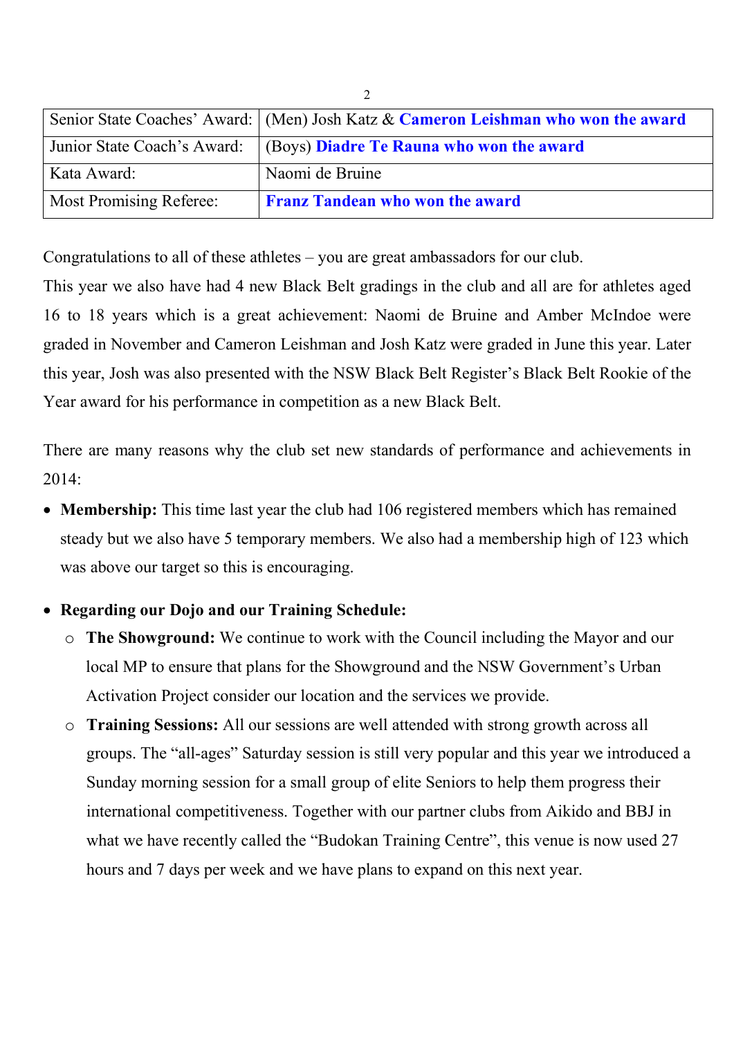| Senior State Coaches' Award: | (Men) Josh Katz & **Cameron Leishman who won the award** |
|---|---|
| Junior State Coach's Award: | (Boys) **Diadre Te Rauna who won the award** |
| Kata Award: | Naomi de Bruine |
| Most Promising Referee: | **Franz Tandean who won the award** |

Congratulations to all of these athletes – you are great ambassadors for our club.

This year we also have had 4 new Black Belt gradings in the club and all are for athletes aged 16 to 18 years which is a great achievement: Naomi de Bruine and Amber McIndoe were graded in November and Cameron Leishman and Josh Katz were graded in June this year. Later this year, Josh was also presented with the NSW Black Belt Register's Black Belt Rookie of the Year award for his performance in competition as a new Black Belt.

There are many reasons why the club set new standards of performance and achievements in 2014:

- **Membership:** This time last year the club had 106 registered members which has remained steady but we also have 5 temporary members. We also had a membership high of 123 which was above our target so this is encouraging.

- **Regarding our Dojo and our Training Schedule:**
  - **The Showground:** We continue to work with the Council including the Mayor and our local MP to ensure that plans for the Showground and the NSW Government's Urban Activation Project consider our location and the services we provide.
  - **Training Sessions:** All our sessions are well attended with strong growth across all groups. The "all-ages" Saturday session is still very popular and this year we introduced a Sunday morning session for a small group of elite Seniors to help them progress their international competitiveness. Together with our partner clubs from Aikido and BBJ in what we have recently called the "Budokan Training Centre", this venue is now used 27 hours and 7 days per week and we have plans to expand on this next year.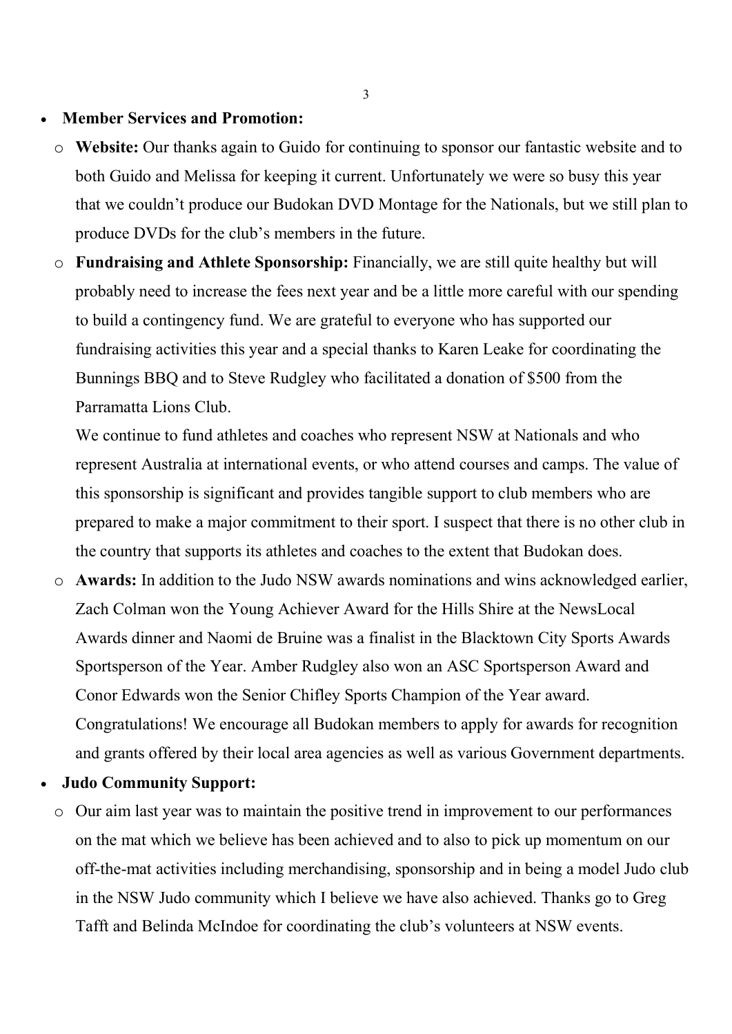- **Member Services and Promotion:**
  - **Website:** Our thanks again to Guido for continuing to sponsor our fantastic website and to both Guido and Melissa for keeping it current. Unfortunately we were so busy this year that we couldn't produce our Budokan DVD Montage for the Nationals, but we still plan to produce DVDs for the club's members in the future.
  - **Fundraising and Athlete Sponsorship:** Financially, we are still quite healthy but will probably need to increase the fees next year and be a little more careful with our spending to build a contingency fund. We are grateful to everyone who has supported our fundraising activities this year and a special thanks to Karen Leake for coordinating the Bunnings BBQ and to Steve Rudgley who facilitated a donation of $500 from the Parramatta Lions Club.

    We continue to fund athletes and coaches who represent NSW at Nationals and who represent Australia at international events, or who attend courses and camps. The value of this sponsorship is significant and provides tangible support to club members who are prepared to make a major commitment to their sport. I suspect that there is no other club in the country that supports its athletes and coaches to the extent that Budokan does.
  - **Awards:** In addition to the Judo NSW awards nominations and wins acknowledged earlier, Zach Colman won the Young Achiever Award for the Hills Shire at the NewsLocal Awards dinner and Naomi de Bruine was a finalist in the Blacktown City Sports Awards Sportsperson of the Year. Amber Rudgley also won an ASC Sportsperson Award and Conor Edwards won the Senior Chifley Sports Champion of the Year award. Congratulations! We encourage all Budokan members to apply for awards for recognition and grants offered by their local area agencies as well as various Government departments.
- **Judo Community Support:**
  - Our aim last year was to maintain the positive trend in improvement to our performances on the mat which we believe has been achieved and to also to pick up momentum on our off-the-mat activities including merchandising, sponsorship and in being a model Judo club in the NSW Judo community which I believe we have also achieved. Thanks go to Greg Tafft and Belinda McIndoe for coordinating the club's volunteers at NSW events.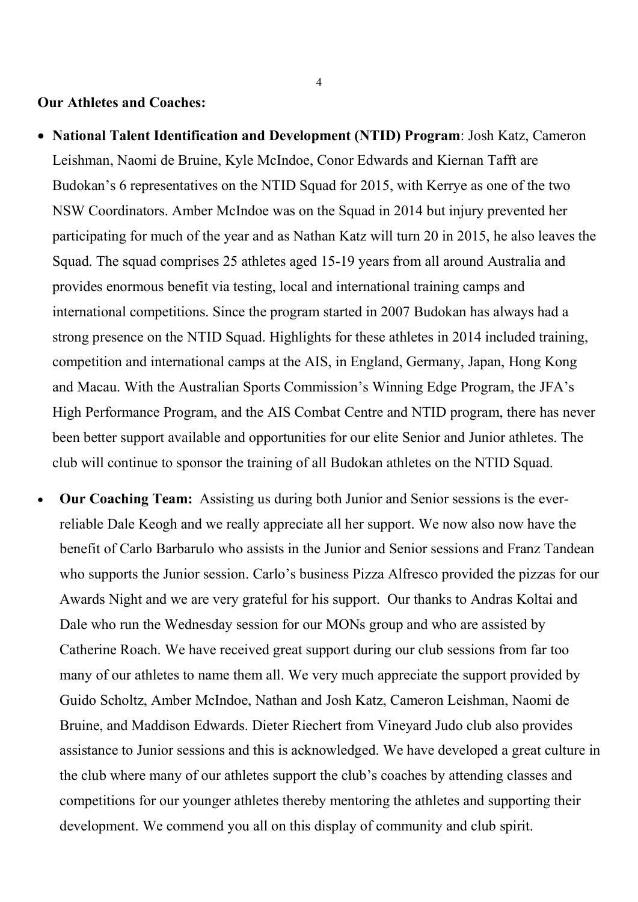**Our Athletes and Coaches:**

- **National Talent Identification and Development (NTID) Program**: Josh Katz, Cameron Leishman, Naomi de Bruine, Kyle McIndoe, Conor Edwards and Kiernan Tafft are Budokan's 6 representatives on the NTID Squad for 2015, with Kerrye as one of the two NSW Coordinators. Amber McIndoe was on the Squad in 2014 but injury prevented her participating for much of the year and as Nathan Katz will turn 20 in 2015, he also leaves the Squad. The squad comprises 25 athletes aged 15-19 years from all around Australia and provides enormous benefit via testing, local and international training camps and international competitions. Since the program started in 2007 Budokan has always had a strong presence on the NTID Squad. Highlights for these athletes in 2014 included training, competition and international camps at the AIS, in England, Germany, Japan, Hong Kong and Macau. With the Australian Sports Commission's Winning Edge Program, the JFA's High Performance Program, and the AIS Combat Centre and NTID program, there has never been better support available and opportunities for our elite Senior and Junior athletes. The club will continue to sponsor the training of all Budokan athletes on the NTID Squad.

- **Our Coaching Team:** Assisting us during both Junior and Senior sessions is the ever-reliable Dale Keogh and we really appreciate all her support. We now also now have the benefit of Carlo Barbarulo who assists in the Junior and Senior sessions and Franz Tandean who supports the Junior session. Carlo's business Pizza Alfresco provided the pizzas for our Awards Night and we are very grateful for his support. Our thanks to Andras Koltai and Dale who run the Wednesday session for our MONs group and who are assisted by Catherine Roach. We have received great support during our club sessions from far too many of our athletes to name them all. We very much appreciate the support provided by Guido Scholtz, Amber McIndoe, Nathan and Josh Katz, Cameron Leishman, Naomi de Bruine, and Maddison Edwards. Dieter Riechert from Vineyard Judo club also provides assistance to Junior sessions and this is acknowledged. We have developed a great culture in the club where many of our athletes support the club's coaches by attending classes and competitions for our younger athletes thereby mentoring the athletes and supporting their development. We commend you all on this display of community and club spirit.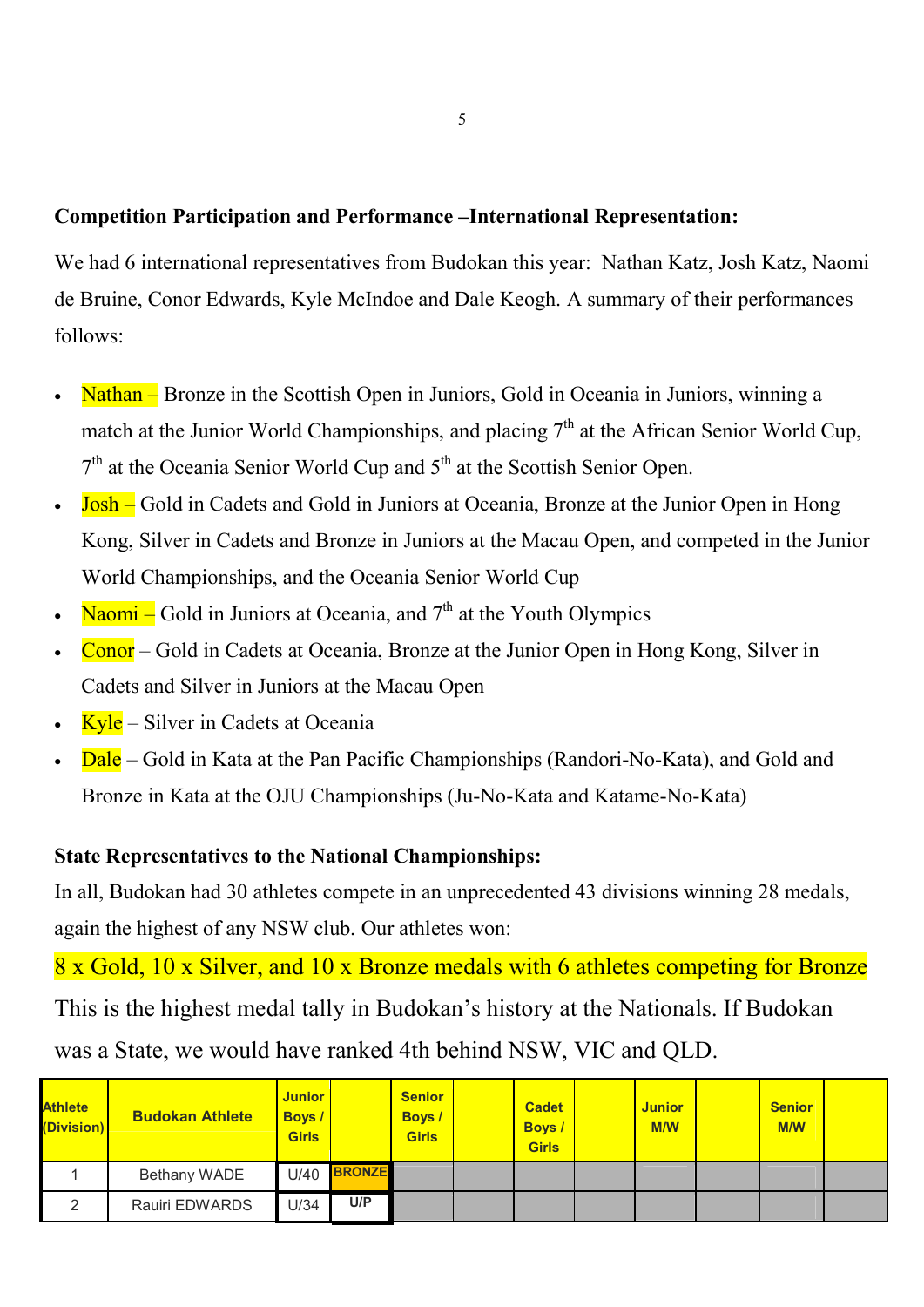**Competition Participation and Performance –International Representation:**

We had 6 international representatives from Budokan this year: Nathan Katz, Josh Katz, Naomi de Bruine, Conor Edwards, Kyle McIndoe and Dale Keogh. A summary of their performances follows:

- Nathan – Bronze in the Scottish Open in Juniors, Gold in Oceania in Juniors, winning a match at the Junior World Championships, and placing 7th at the African Senior World Cup, 7th at the Oceania Senior World Cup and 5th at the Scottish Senior Open.
- Josh – Gold in Cadets and Gold in Juniors at Oceania, Bronze at the Junior Open in Hong Kong, Silver in Cadets and Bronze in Juniors at the Macau Open, and competed in the Junior World Championships, and the Oceania Senior World Cup
- Naomi – Gold in Juniors at Oceania, and 7th at the Youth Olympics
- Conor – Gold in Cadets at Oceania, Bronze at the Junior Open in Hong Kong, Silver in Cadets and Silver in Juniors at the Macau Open
- Kyle – Silver in Cadets at Oceania
- Dale – Gold in Kata at the Pan Pacific Championships (Randori-No-Kata), and Gold and Bronze in Kata at the OJU Championships (Ju-No-Kata and Katame-No-Kata)

**State Representatives to the National Championships:**

In all, Budokan had 30 athletes compete in an unprecedented 43 divisions winning 28 medals, again the highest of any NSW club. Our athletes won:

8 x Gold, 10 x Silver, and 10 x Bronze medals with 6 athletes competing for Bronze

This is the highest medal tally in Budokan's history at the Nationals. If Budokan was a State, we would have ranked 4th behind NSW, VIC and QLD.

| Athlete (Division) | Budokan Athlete | Junior Boys / Girls | | Senior Boys / Girls | | Cadet Boys / Girls | | Junior M/W | | Senior M/W | |
|---|---|---|---|---|---|---|---|---|---|---|---|
| 1 | Bethany WADE | U/40 | BRONZE | | | | | | | | |
| 2 | Rauiri EDWARDS | U/34 | U/P | | | | | | | | |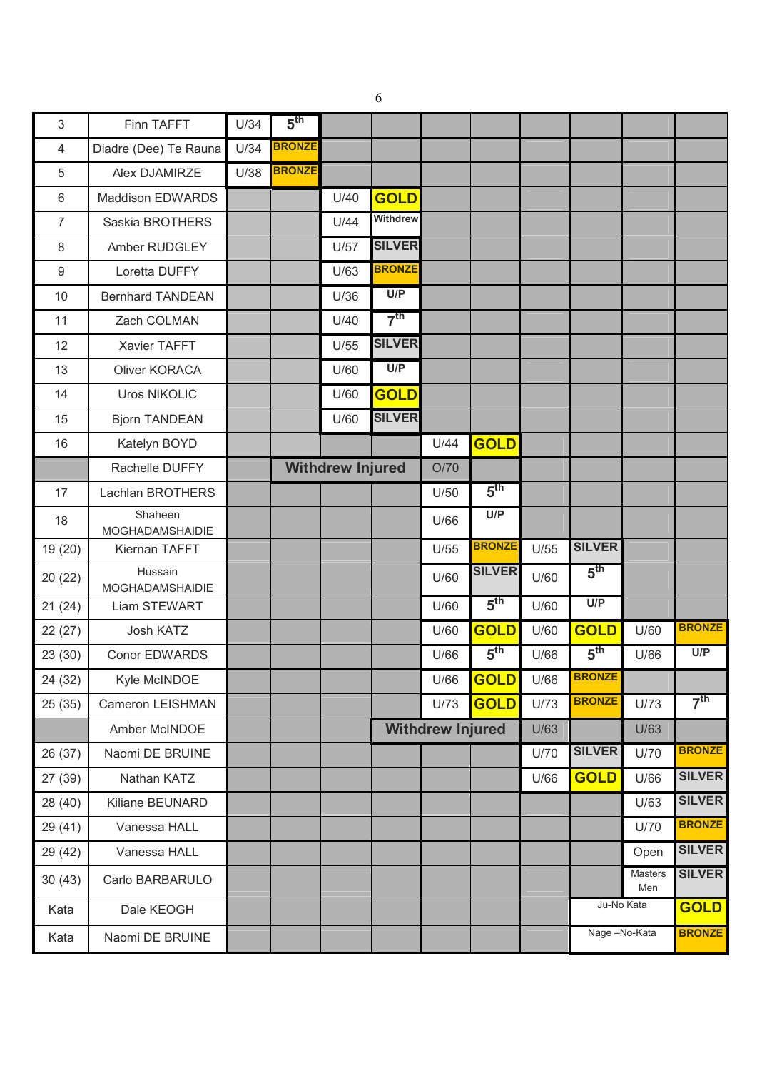| | | | | | | | | | | | |
|---|---|---|---|---|---|---|---|---|---|---|---|
| 3 | Finn TAFFT | U/34 | 5th | | | | | | | | |
| 4 | Diadre (Dee) Te Rauna | U/34 | BRONZE | | | | | | | | |
| 5 | Alex DJAMIRZE | U/38 | BRONZE | | | | | | | | |
| 6 | Maddison EDWARDS | | | U/40 | GOLD | | | | | | |
| 7 | Saskia BROTHERS | | | U/44 | Withdrew | | | | | | |
| 8 | Amber RUDGLEY | | | U/57 | SILVER | | | | | | |
| 9 | Loretta DUFFY | | | U/63 | BRONZE | | | | | | |
| 10 | Bernhard TANDEAN | | | U/36 | U/P | | | | | | |
| 11 | Zach COLMAN | | | U/40 | 7th | | | | | | |
| 12 | Xavier TAFFT | | | U/55 | SILVER | | | | | | |
| 13 | Oliver KORACA | | | U/60 | U/P | | | | | | |
| 14 | Uros NIKOLIC | | | U/60 | GOLD | | | | | | |
| 15 | Bjorn TANDEAN | | | U/60 | SILVER | | | | | | |
| 16 | Katelyn BOYD | | | | | U/44 | GOLD | | | | |
| | Rachelle DUFFY | | Withdrew Injured | | | O/70 | | | | | |
| 17 | Lachlan BROTHERS | | | | | U/50 | 5th | | | | |
| 18 | Shaheen MOGHADAMSHAIDIE | | | | | U/66 | U/P | | | | |
| 19 (20) | Kiernan TAFFT | | | | | U/55 | BRONZE | U/55 | SILVER | | |
| 20 (22) | Hussain MOGHADAMSHAIDIE | | | | | U/60 | SILVER | U/60 | 5th | | |
| 21 (24) | Liam STEWART | | | | | U/60 | 5th | U/60 | U/P | | |
| 22 (27) | Josh KATZ | | | | | U/60 | GOLD | U/60 | GOLD | U/60 | BRONZE |
| 23 (30) | Conor EDWARDS | | | | | U/66 | 5th | U/66 | 5th | U/66 | U/P |
| 24 (32) | Kyle McINDOE | | | | | U/66 | GOLD | U/66 | BRONZE | | |
| 25 (35) | Cameron LEISHMAN | | | | | U/73 | GOLD | U/73 | BRONZE | U/73 | 7th |
| | Amber McINDOE | | | | Withdrew Injured | | | U/63 | | U/63 | |
| 26 (37) | Naomi DE BRUINE | | | | | | | U/70 | SILVER | U/70 | BRONZE |
| 27 (39) | Nathan KATZ | | | | | | | U/66 | GOLD | U/66 | SILVER |
| 28 (40) | Kiliane BEUNARD | | | | | | | | | U/63 | SILVER |
| 29 (41) | Vanessa HALL | | | | | | | | | U/70 | BRONZE |
| 29 (42) | Vanessa HALL | | | | | | | | | Open | SILVER |
| 30 (43) | Carlo BARBARULO | | | | | | | | | Masters Men | SILVER |
| Kata | Dale KEOGH | | | | | | | | Ju-No Kata | | GOLD |
| Kata | Naomi DE BRUINE | | | | | | | | Nage –No-Kata | | BRONZE |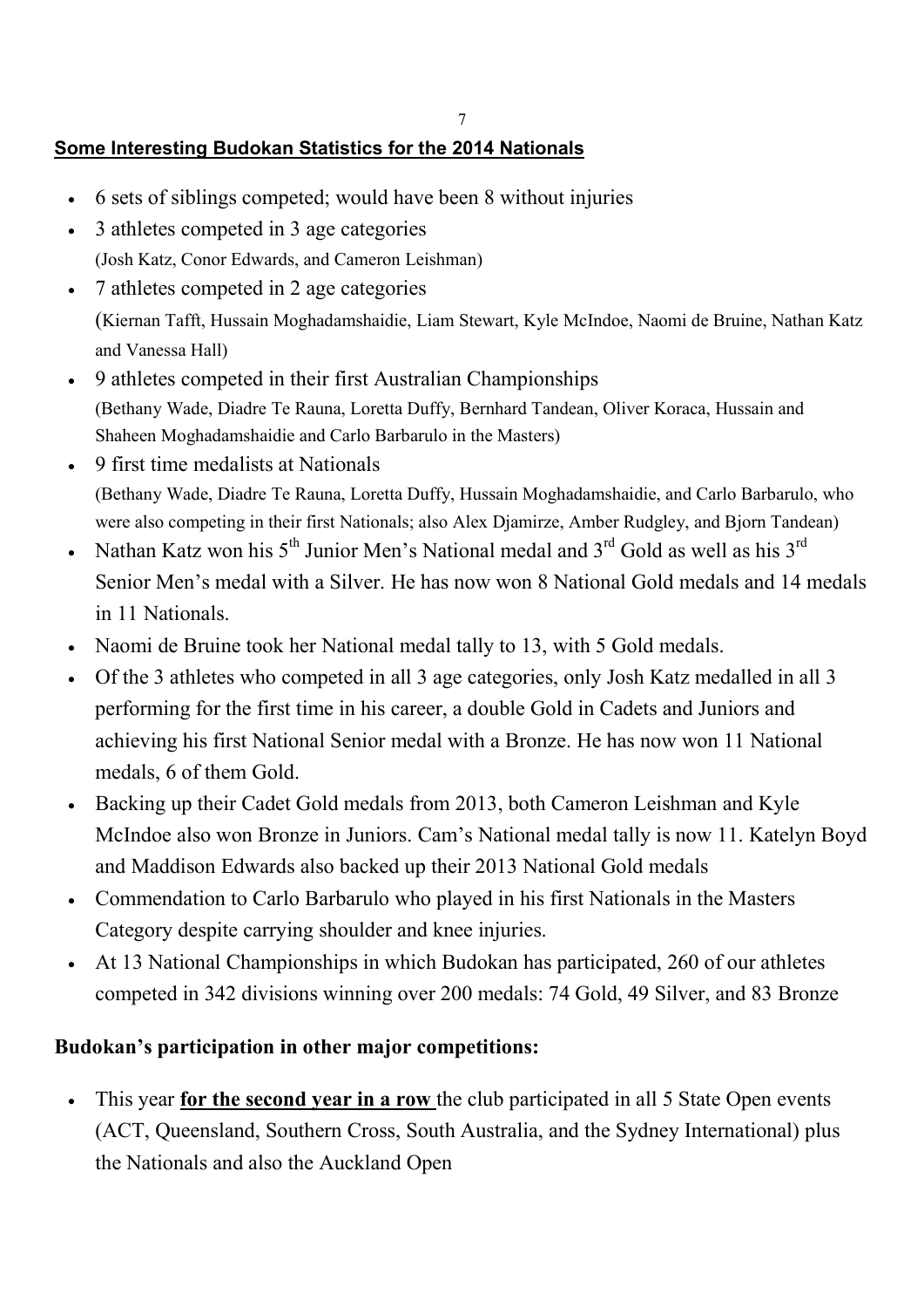## Some Interesting Budokan Statistics for the 2014 Nationals

- 6 sets of siblings competed; would have been 8 without injuries
- 3 athletes competed in 3 age categories
  (Josh Katz, Conor Edwards, and Cameron Leishman)
- 7 athletes competed in 2 age categories
  (Kiernan Tafft, Hussain Moghadamshaidie, Liam Stewart, Kyle McIndoe, Naomi de Bruine, Nathan Katz and Vanessa Hall)
- 9 athletes competed in their first Australian Championships
  (Bethany Wade, Diadre Te Rauna, Loretta Duffy, Bernhard Tandean, Oliver Koraca, Hussain and Shaheen Moghadamshaidie and Carlo Barbarulo in the Masters)
- 9 first time medalists at Nationals
  (Bethany Wade, Diadre Te Rauna, Loretta Duffy, Hussain Moghadamshaidie, and Carlo Barbarulo, who were also competing in their first Nationals; also Alex Djamirze, Amber Rudgley, and Bjorn Tandean)
- Nathan Katz won his 5th Junior Men's National medal and 3rd Gold as well as his 3rd Senior Men's medal with a Silver. He has now won 8 National Gold medals and 14 medals in 11 Nationals.
- Naomi de Bruine took her National medal tally to 13, with 5 Gold medals.
- Of the 3 athletes who competed in all 3 age categories, only Josh Katz medalled in all 3 performing for the first time in his career, a double Gold in Cadets and Juniors and achieving his first National Senior medal with a Bronze. He has now won 11 National medals, 6 of them Gold.
- Backing up their Cadet Gold medals from 2013, both Cameron Leishman and Kyle McIndoe also won Bronze in Juniors. Cam's National medal tally is now 11. Katelyn Boyd and Maddison Edwards also backed up their 2013 National Gold medals
- Commendation to Carlo Barbarulo who played in his first Nationals in the Masters Category despite carrying shoulder and knee injuries.
- At 13 National Championships in which Budokan has participated, 260 of our athletes competed in 342 divisions winning over 200 medals: 74 Gold, 49 Silver, and 83 Bronze

**Budokan's participation in other major competitions:**

- This year **<u>for the second year in a row</u>** the club participated in all 5 State Open events (ACT, Queensland, Southern Cross, South Australia, and the Sydney International) plus the Nationals and also the Auckland Open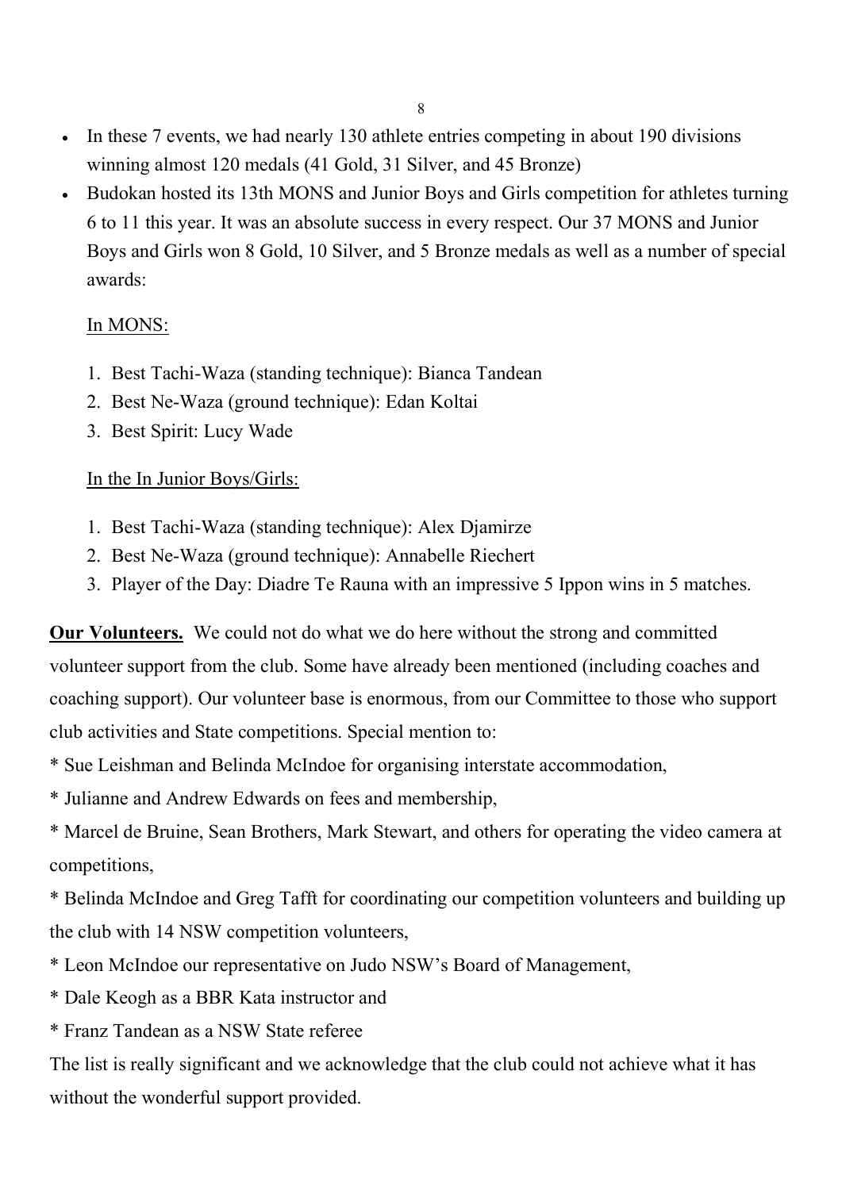- In these 7 events, we had nearly 130 athlete entries competing in about 190 divisions winning almost 120 medals (41 Gold, 31 Silver, and 45 Bronze)
- Budokan hosted its 13th MONS and Junior Boys and Girls competition for athletes turning 6 to 11 this year. It was an absolute success in every respect. Our 37 MONS and Junior Boys and Girls won 8 Gold, 10 Silver, and 5 Bronze medals as well as a number of special awards:

  In MONS:

  1. Best Tachi-Waza (standing technique): Bianca Tandean
  2. Best Ne-Waza (ground technique): Edan Koltai
  3. Best Spirit: Lucy Wade

  In the In Junior Boys/Girls:

  1. Best Tachi-Waza (standing technique): Alex Djamirze
  2. Best Ne-Waza (ground technique): Annabelle Riechert
  3. Player of the Day: Diadre Te Rauna with an impressive 5 Ippon wins in 5 matches.

**Our Volunteers.** We could not do what we do here without the strong and committed volunteer support from the club. Some have already been mentioned (including coaches and coaching support). Our volunteer base is enormous, from our Committee to those who support club activities and State competitions. Special mention to:

* Sue Leishman and Belinda McIndoe for organising interstate accommodation,
* Julianne and Andrew Edwards on fees and membership,
* Marcel de Bruine, Sean Brothers, Mark Stewart, and others for operating the video camera at competitions,
* Belinda McIndoe and Greg Tafft for coordinating our competition volunteers and building up the club with 14 NSW competition volunteers,
* Leon McIndoe our representative on Judo NSW's Board of Management,
* Dale Keogh as a BBR Kata instructor and
* Franz Tandean as a NSW State referee

The list is really significant and we acknowledge that the club could not achieve what it has without the wonderful support provided.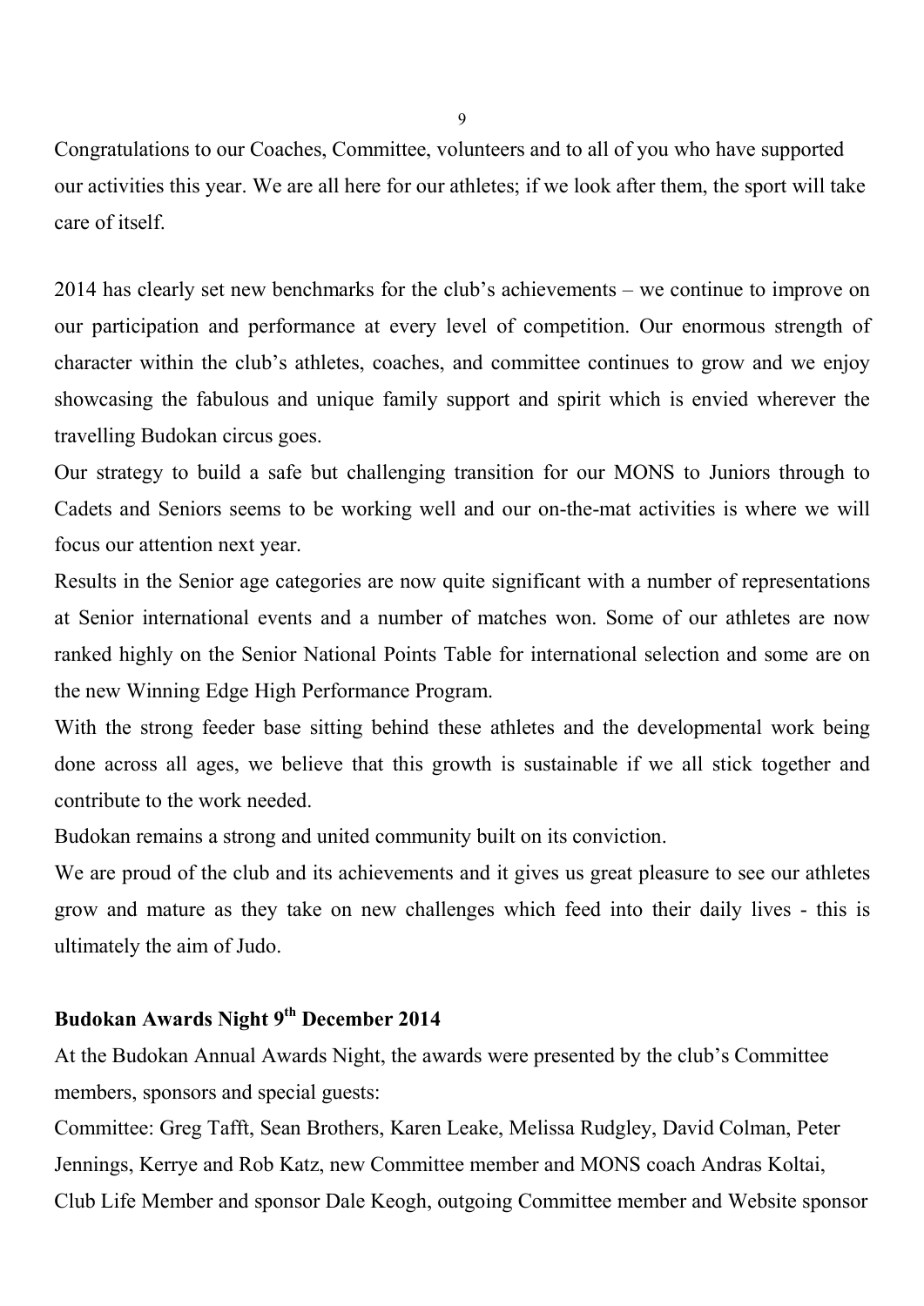Congratulations to our Coaches, Committee, volunteers and to all of you who have supported our activities this year. We are all here for our athletes; if we look after them, the sport will take care of itself.

2014 has clearly set new benchmarks for the club's achievements – we continue to improve on our participation and performance at every level of competition. Our enormous strength of character within the club's athletes, coaches, and committee continues to grow and we enjoy showcasing the fabulous and unique family support and spirit which is envied wherever the travelling Budokan circus goes.

Our strategy to build a safe but challenging transition for our MONS to Juniors through to Cadets and Seniors seems to be working well and our on-the-mat activities is where we will focus our attention next year.

Results in the Senior age categories are now quite significant with a number of representations at Senior international events and a number of matches won. Some of our athletes are now ranked highly on the Senior National Points Table for international selection and some are on the new Winning Edge High Performance Program.

With the strong feeder base sitting behind these athletes and the developmental work being done across all ages, we believe that this growth is sustainable if we all stick together and contribute to the work needed.

Budokan remains a strong and united community built on its conviction.

We are proud of the club and its achievements and it gives us great pleasure to see our athletes grow and mature as they take on new challenges which feed into their daily lives - this is ultimately the aim of Judo.

## Budokan Awards Night 9th December 2014

At the Budokan Annual Awards Night, the awards were presented by the club's Committee members, sponsors and special guests:

Committee: Greg Tafft, Sean Brothers, Karen Leake, Melissa Rudgley, David Colman, Peter Jennings, Kerrye and Rob Katz, new Committee member and MONS coach Andras Koltai, Club Life Member and sponsor Dale Keogh, outgoing Committee member and Website sponsor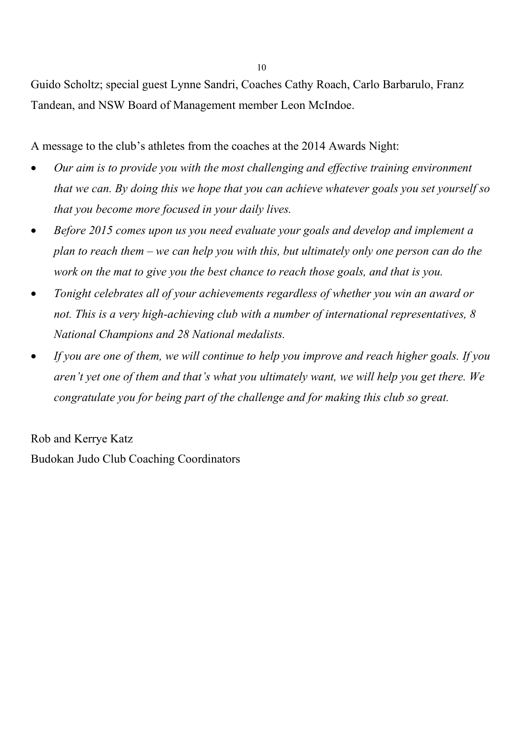Guido Scholtz; special guest Lynne Sandri, Coaches Cathy Roach, Carlo Barbarulo, Franz Tandean, and NSW Board of Management member Leon McIndoe.

A message to the club's athletes from the coaches at the 2014 Awards Night:

- *Our aim is to provide you with the most challenging and effective training environment that we can. By doing this we hope that you can achieve whatever goals you set yourself so that you become more focused in your daily lives.*
- *Before 2015 comes upon us you need evaluate your goals and develop and implement a plan to reach them – we can help you with this, but ultimately only one person can do the work on the mat to give you the best chance to reach those goals, and that is you.*
- *Tonight celebrates all of your achievements regardless of whether you win an award or not. This is a very high-achieving club with a number of international representatives, 8 National Champions and 28 National medalists.*
- *If you are one of them, we will continue to help you improve and reach higher goals. If you aren't yet one of them and that's what you ultimately want, we will help you get there. We congratulate you for being part of the challenge and for making this club so great.*

Rob and Kerrye Katz
Budokan Judo Club Coaching Coordinators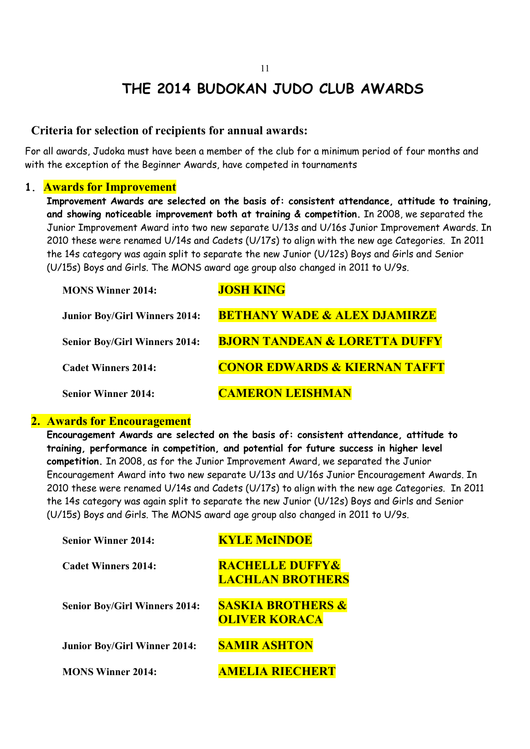# THE 2014 BUDOKAN JUDO CLUB AWARDS

## Criteria for selection of recipients for annual awards:

For all awards, Judoka must have been a member of the club for a minimum period of four months and with the exception of the Beginner Awards, have competed in tournaments

### 1. Awards for Improvement

**Improvement Awards are selected on the basis of: consistent attendance, attitude to training, and showing noticeable improvement both at training & competition.** In 2008, we separated the Junior Improvement Award into two new separate U/13s and U/16s Junior Improvement Awards. In 2010 these were renamed U/14s and Cadets (U/17s) to align with the new age Categories. In 2011 the 14s category was again split to separate the new Junior (U/12s) Boys and Girls and Senior (U/15s) Boys and Girls. The MONS award age group also changed in 2011 to U/9s.

| | |
|---|---|
| **MONS Winner 2014:** | **JOSH KING** |
| **Junior Boy/Girl Winners 2014:** | **BETHANY WADE & ALEX DJAMIRZE** |
| **Senior Boy/Girl Winners 2014:** | **BJORN TANDEAN & LORETTA DUFFY** |
| **Cadet Winners 2014:** | **CONOR EDWARDS & KIERNAN TAFFT** |
| **Senior Winner 2014:** | **CAMERON LEISHMAN** |

### 2. Awards for Encouragement

**Encouragement Awards are selected on the basis of: consistent attendance, attitude to training, performance in competition, and potential for future success in higher level competition.** In 2008, as for the Junior Improvement Award, we separated the Junior Encouragement Award into two new separate U/13s and U/16s Junior Encouragement Awards. In 2010 these were renamed U/14s and Cadets (U/17s) to align with the new age Categories. In 2011 the 14s category was again split to separate the new Junior (U/12s) Boys and Girls and Senior (U/15s) Boys and Girls. The MONS award age group also changed in 2011 to U/9s.

| | |
|---|---|
| **Senior Winner 2014:** | **KYLE McINDOE** |
| **Cadet Winners 2014:** | **RACHELLE DUFFY& LACHLAN BROTHERS** |
| **Senior Boy/Girl Winners 2014:** | **SASKIA BROTHERS & OLIVER KORACA** |
| **Junior Boy/Girl Winner 2014:** | **SAMIR ASHTON** |
| **MONS Winner 2014:** | **AMELIA RIECHERT** |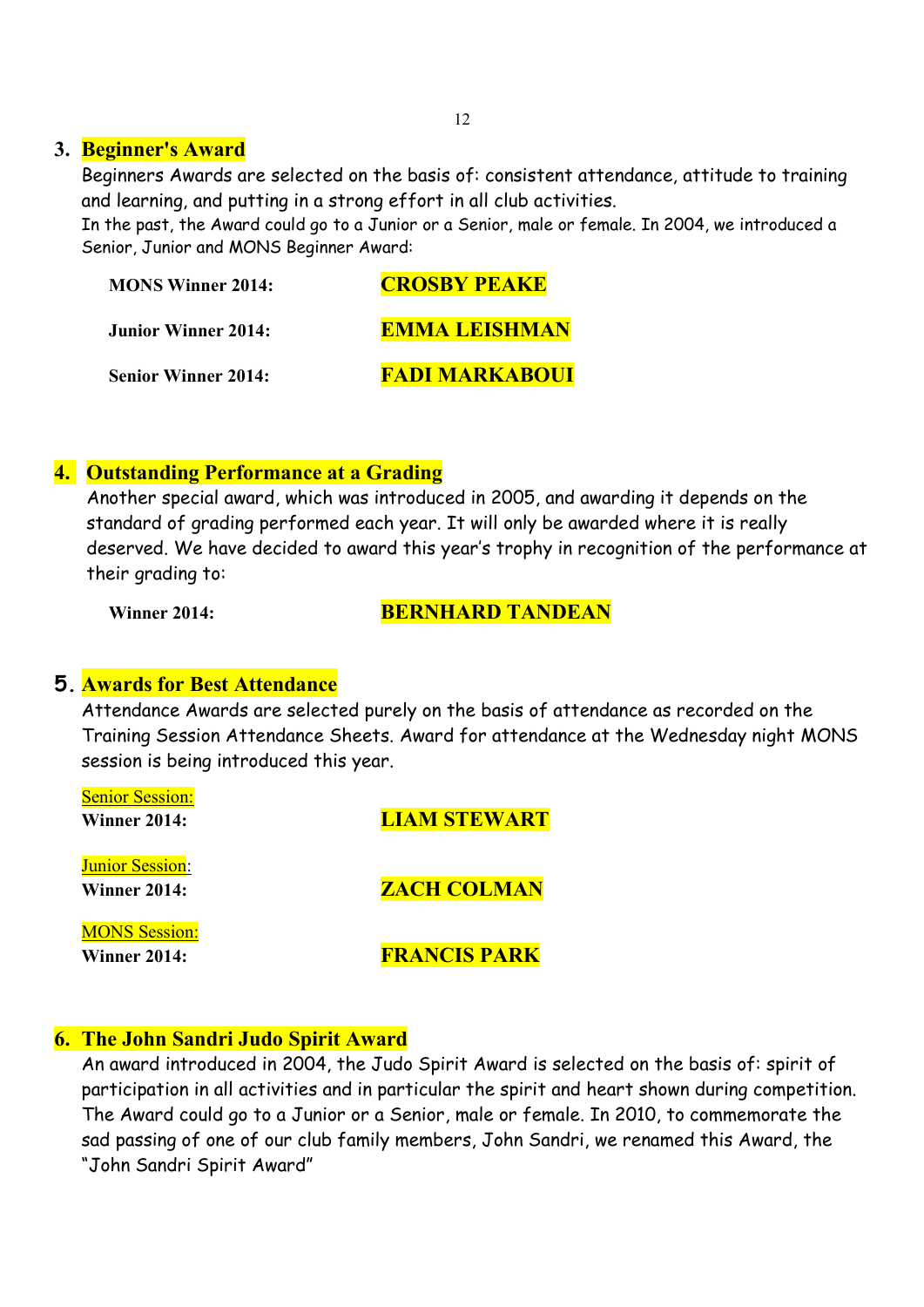## 3. Beginner's Award

Beginners Awards are selected on the basis of: consistent attendance, attitude to training and learning, and putting in a strong effort in all club activities.

In the past, the Award could go to a Junior or a Senior, male or female. In 2004, we introduced a Senior, Junior and MONS Beginner Award:

**MONS Winner 2014:** **CROSBY PEAKE**

**Junior Winner 2014:** **EMMA LEISHMAN**

**Senior Winner 2014:** **FADI MARKABOUI**

## 4. Outstanding Performance at a Grading

Another special award, which was introduced in 2005, and awarding it depends on the standard of grading performed each year. It will only be awarded where it is really deserved. We have decided to award this year's trophy in recognition of the performance at their grading to:

**Winner 2014:** **BERNHARD TANDEAN**

## 5. Awards for Best Attendance

Attendance Awards are selected purely on the basis of attendance as recorded on the Training Session Attendance Sheets. Award for attendance at the Wednesday night MONS session is being introduced this year.

Senior Session:
**Winner 2014:** **LIAM STEWART**

Junior Session:
**Winner 2014:** **ZACH COLMAN**

MONS Session:
**Winner 2014:** **FRANCIS PARK**

## 6. The John Sandri Judo Spirit Award

An award introduced in 2004, the Judo Spirit Award is selected on the basis of: spirit of participation in all activities and in particular the spirit and heart shown during competition. The Award could go to a Junior or a Senior, male or female. In 2010, to commemorate the sad passing of one of our club family members, John Sandri, we renamed this Award, the "John Sandri Spirit Award"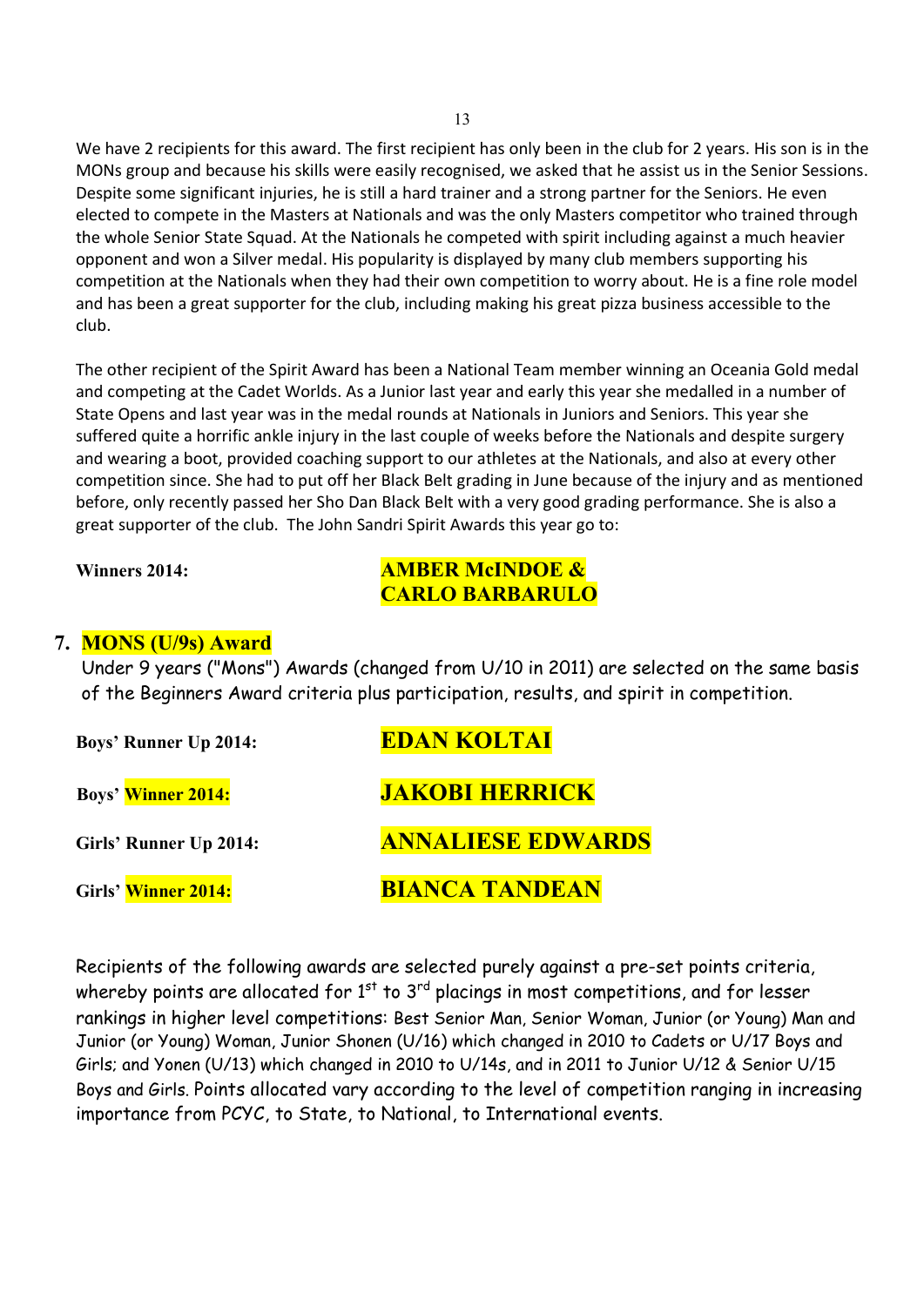We have 2 recipients for this award. The first recipient has only been in the club for 2 years. His son is in the MONs group and because his skills were easily recognised, we asked that he assist us in the Senior Sessions. Despite some significant injuries, he is still a hard trainer and a strong partner for the Seniors. He even elected to compete in the Masters at Nationals and was the only Masters competitor who trained through the whole Senior State Squad. At the Nationals he competed with spirit including against a much heavier opponent and won a Silver medal. His popularity is displayed by many club members supporting his competition at the Nationals when they had their own competition to worry about. He is a fine role model and has been a great supporter for the club, including making his great pizza business accessible to the club.

The other recipient of the Spirit Award has been a National Team member winning an Oceania Gold medal and competing at the Cadet Worlds. As a Junior last year and early this year she medalled in a number of State Opens and last year was in the medal rounds at Nationals in Juniors and Seniors. This year she suffered quite a horrific ankle injury in the last couple of weeks before the Nationals and despite surgery and wearing a boot, provided coaching support to our athletes at the Nationals, and also at every other competition since. She had to put off her Black Belt grading in June because of the injury and as mentioned before, only recently passed her Sho Dan Black Belt with a very good grading performance. She is also a great supporter of the club. The John Sandri Spirit Awards this year go to:

**Winners 2014:** **AMBER McINDOE & CARLO BARBARULO**

## 7. MONS (U/9s) Award

Under 9 years ("Mons") Awards (changed from U/10 in 2011) are selected on the same basis of the Beginners Award criteria plus participation, results, and spirit in competition.

| | |
|---|---|
| **Boys' Runner Up 2014:** | **EDAN KOLTAI** |
| **Boys' Winner 2014:** | **JAKOBI HERRICK** |
| **Girls' Runner Up 2014:** | **ANNALIESE EDWARDS** |
| **Girls' Winner 2014:** | **BIANCA TANDEAN** |

Recipients of the following awards are selected purely against a pre-set points criteria, whereby points are allocated for 1st to 3rd placings in most competitions, and for lesser rankings in higher level competitions: Best Senior Man, Senior Woman, Junior (or Young) Man and Junior (or Young) Woman, Junior Shonen (U/16) which changed in 2010 to Cadets or U/17 Boys and Girls; and Yonen (U/13) which changed in 2010 to U/14s, and in 2011 to Junior U/12 & Senior U/15 Boys and Girls. Points allocated vary according to the level of competition ranging in increasing importance from PCYC, to State, to National, to International events.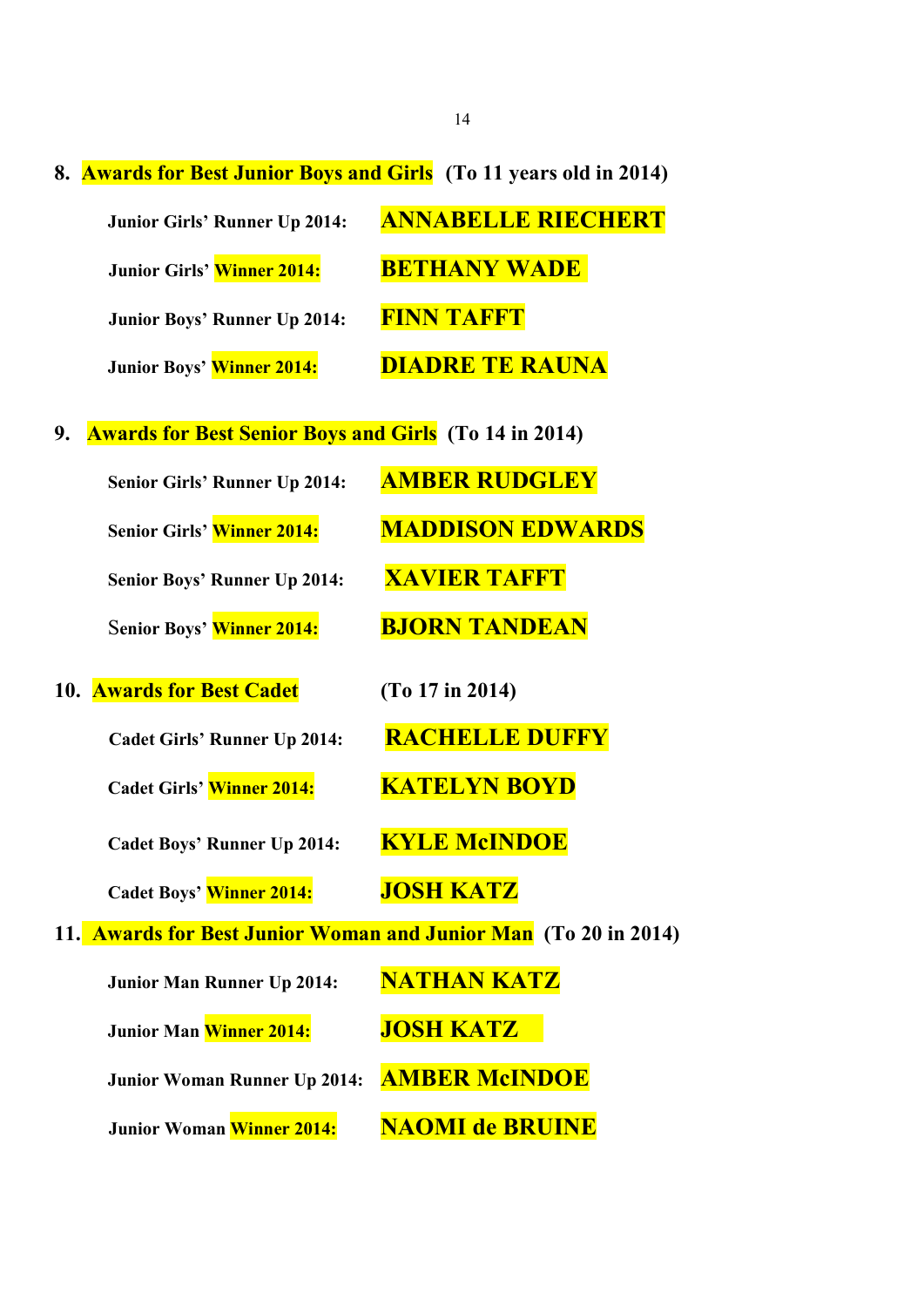## 8. Awards for Best Junior Boys and Girls (To 11 years old in 2014)

**Junior Girls' Runner Up 2014:** **ANNABELLE RIECHERT**

**Junior Girls' Winner 2014:** **BETHANY WADE**

**Junior Boys' Runner Up 2014:** **FINN TAFFT**

**Junior Boys' Winner 2014:** **DIADRE TE RAUNA**

## 9. Awards for Best Senior Boys and Girls (To 14 in 2014)

**Senior Girls' Runner Up 2014:** **AMBER RUDGLEY**

**Senior Girls' Winner 2014:** **MADDISON EDWARDS**

**Senior Boys' Runner Up 2014:** **XAVIER TAFFT**

**Senior Boys' Winner 2014:** **BJORN TANDEAN**

## 10. Awards for Best Cadet (To 17 in 2014)

**Cadet Girls' Runner Up 2014:** **RACHELLE DUFFY**

**Cadet Girls' Winner 2014:** **KATELYN BOYD**

**Cadet Boys' Runner Up 2014:** **KYLE McINDOE**

**Cadet Boys' Winner 2014:** **JOSH KATZ**

## 11. Awards for Best Junior Woman and Junior Man (To 20 in 2014)

**Junior Man Runner Up 2014:** **NATHAN KATZ**

**Junior Man Winner 2014:** **JOSH KATZ**

**Junior Woman Runner Up 2014:** **AMBER McINDOE**

**Junior Woman Winner 2014:** **NAOMI de BRUINE**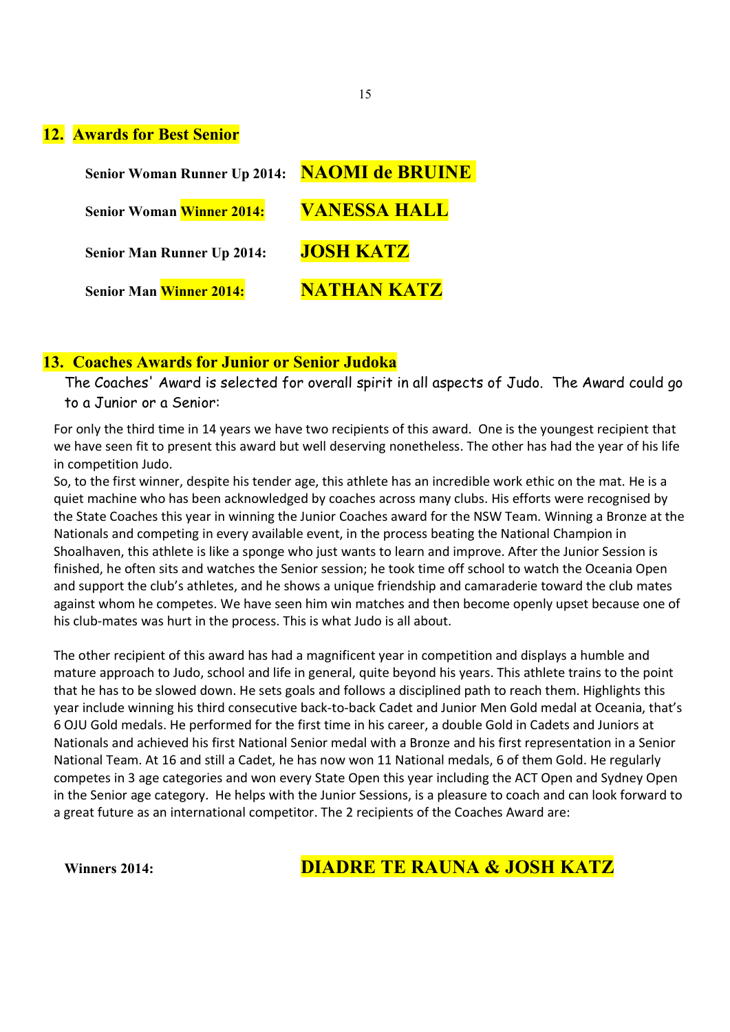## 12. Awards for Best Senior

**Senior Woman Runner Up 2014:** **NAOMI de BRUINE**

**Senior Woman Winner 2014:** **VANESSA HALL**

**Senior Man Runner Up 2014:** **JOSH KATZ**

**Senior Man Winner 2014:** **NATHAN KATZ**

## 13. Coaches Awards for Junior or Senior Judoka

The Coaches' Award is selected for overall spirit in all aspects of Judo. The Award could go to a Junior or a Senior:

For only the third time in 14 years we have two recipients of this award. One is the youngest recipient that we have seen fit to present this award but well deserving nonetheless. The other has had the year of his life in competition Judo.
So, to the first winner, despite his tender age, this athlete has an incredible work ethic on the mat. He is a quiet machine who has been acknowledged by coaches across many clubs. His efforts were recognised by the State Coaches this year in winning the Junior Coaches award for the NSW Team. Winning a Bronze at the Nationals and competing in every available event, in the process beating the National Champion in Shoalhaven, this athlete is like a sponge who just wants to learn and improve. After the Junior Session is finished, he often sits and watches the Senior session; he took time off school to watch the Oceania Open and support the club's athletes, and he shows a unique friendship and camaraderie toward the club mates against whom he competes. We have seen him win matches and then become openly upset because one of his club-mates was hurt in the process. This is what Judo is all about.

The other recipient of this award has had a magnificent year in competition and displays a humble and mature approach to Judo, school and life in general, quite beyond his years. This athlete trains to the point that he has to be slowed down. He sets goals and follows a disciplined path to reach them. Highlights this year include winning his third consecutive back-to-back Cadet and Junior Men Gold medal at Oceania, that's 6 OJU Gold medals. He performed for the first time in his career, a double Gold in Cadets and Juniors at Nationals and achieved his first National Senior medal with a Bronze and his first representation in a Senior National Team. At 16 and still a Cadet, he has now won 11 National medals, 6 of them Gold. He regularly competes in 3 age categories and won every State Open this year including the ACT Open and Sydney Open in the Senior age category. He helps with the Junior Sessions, is a pleasure to coach and can look forward to a great future as an international competitor. The 2 recipients of the Coaches Award are:

**Winners 2014:** **DIADRE TE RAUNA & JOSH KATZ**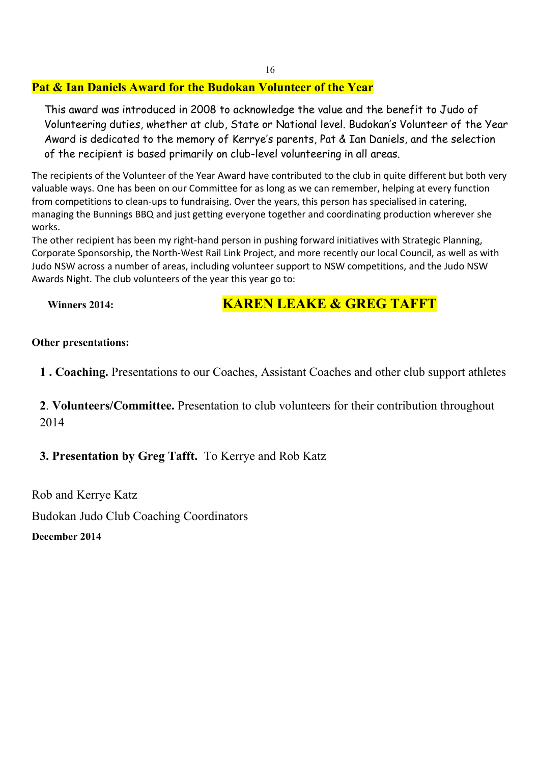## Pat & Ian Daniels Award for the Budokan Volunteer of the Year

This award was introduced in 2008 to acknowledge the value and the benefit to Judo of Volunteering duties, whether at club, State or National level. Budokan's Volunteer of the Year Award is dedicated to the memory of Kerrye's parents, Pat & Ian Daniels, and the selection of the recipient is based primarily on club-level volunteering in all areas.

The recipients of the Volunteer of the Year Award have contributed to the club in quite different but both very valuable ways. One has been on our Committee for as long as we can remember, helping at every function from competitions to clean-ups to fundraising. Over the years, this person has specialised in catering, managing the Bunnings BBQ and just getting everyone together and coordinating production wherever she works.
The other recipient has been my right-hand person in pushing forward initiatives with Strategic Planning, Corporate Sponsorship, the North-West Rail Link Project, and more recently our local Council, as well as with Judo NSW across a number of areas, including volunteer support to NSW competitions, and the Judo NSW Awards Night. The club volunteers of the year this year go to:

**Winners 2014:** **KAREN LEAKE & GREG TAFFT**

**Other presentations:**

**1 . Coaching.** Presentations to our Coaches, Assistant Coaches and other club support athletes

**2**. **Volunteers/Committee.** Presentation to club volunteers for their contribution throughout 2014

**3. Presentation by Greg Tafft.** To Kerrye and Rob Katz

Rob and Kerrye Katz

Budokan Judo Club Coaching Coordinators

**December 2014**